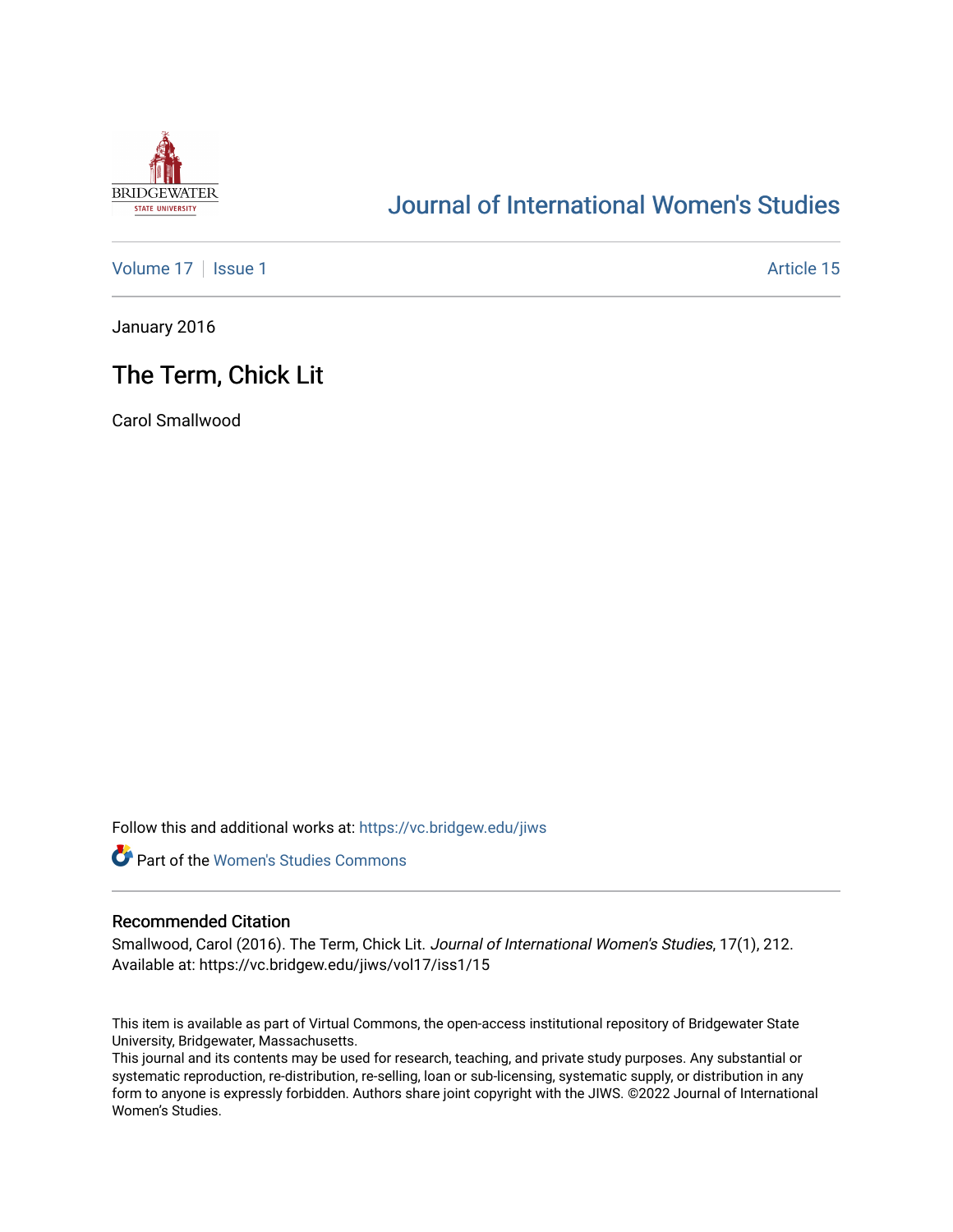# Journal of International Women's Studies

Volume 17 | Issue 1 Article 15

January 2016

## The Term, Chick Lit

Carol Smallwood

Follow this and additional works at: https://vc.bridgew.edu/jiws

Part of the Women's Studies Commons

### Recommended Citation

Smallwood, Carol (2016). The Term, Chick Lit. *Journal of International Women's Studies*, 17(1), 212.
Available at: https://vc.bridgew.edu/jiws/vol17/iss1/15

This item is available as part of Virtual Commons, the open-access institutional repository of Bridgewater State University, Bridgewater, Massachusetts.
This journal and its contents may be used for research, teaching, and private study purposes. Any substantial or systematic reproduction, re-distribution, re-selling, loan or sub-licensing, systematic supply, or distribution in any form to anyone is expressly forbidden. Authors share joint copyright with the JIWS. ©2022 Journal of International Women's Studies.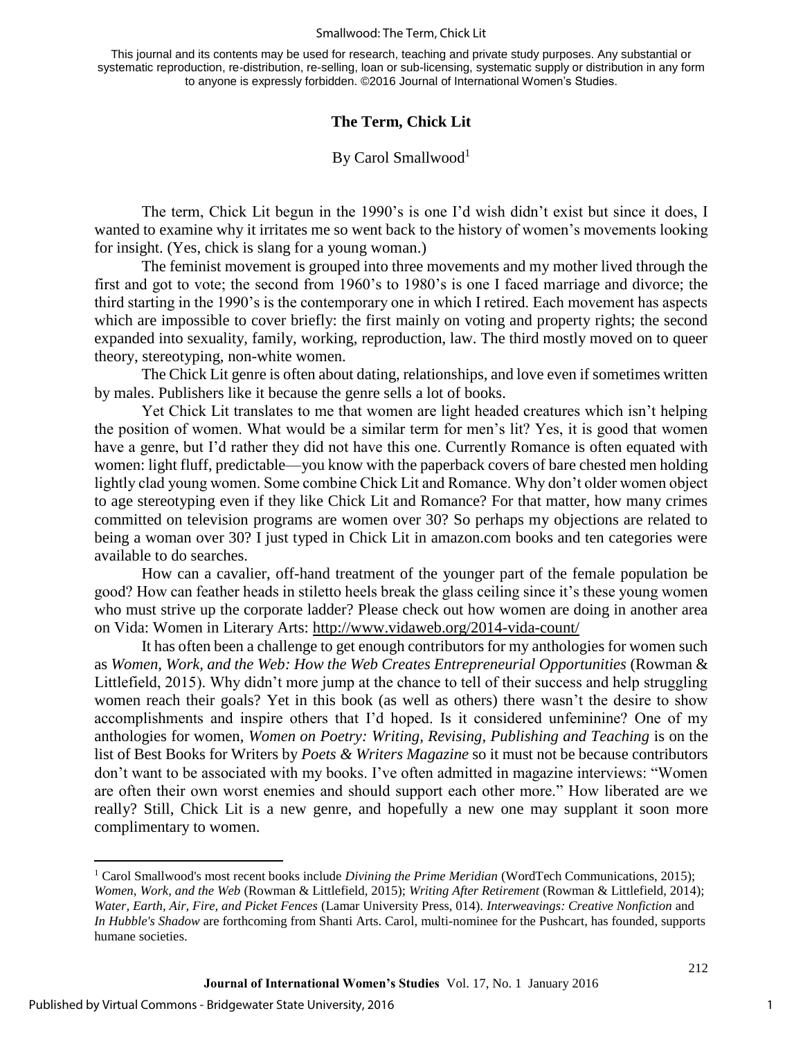This journal and its contents may be used for research, teaching and private study purposes. Any substantial or systematic reproduction, re-distribution, re-selling, loan or sub-licensing, systematic supply or distribution in any form to anyone is expressly forbidden. ©2016 Journal of International Women's Studies.

# The Term, Chick Lit

By Carol Smallwood[1]

The term, Chick Lit begun in the 1990's is one I'd wish didn't exist but since it does, I wanted to examine why it irritates me so went back to the history of women's movements looking for insight. (Yes, chick is slang for a young woman.)

The feminist movement is grouped into three movements and my mother lived through the first and got to vote; the second from 1960's to 1980's is one I faced marriage and divorce; the third starting in the 1990's is the contemporary one in which I retired. Each movement has aspects which are impossible to cover briefly: the first mainly on voting and property rights; the second expanded into sexuality, family, working, reproduction, law. The third mostly moved on to queer theory, stereotyping, non-white women.

The Chick Lit genre is often about dating, relationships, and love even if sometimes written by males. Publishers like it because the genre sells a lot of books.

Yet Chick Lit translates to me that women are light headed creatures which isn't helping the position of women. What would be a similar term for men's lit? Yes, it is good that women have a genre, but I'd rather they did not have this one. Currently Romance is often equated with women: light fluff, predictable—you know with the paperback covers of bare chested men holding lightly clad young women. Some combine Chick Lit and Romance. Why don't older women object to age stereotyping even if they like Chick Lit and Romance? For that matter, how many crimes committed on television programs are women over 30? So perhaps my objections are related to being a woman over 30? I just typed in Chick Lit in amazon.com books and ten categories were available to do searches.

How can a cavalier, off-hand treatment of the younger part of the female population be good? How can feather heads in stiletto heels break the glass ceiling since it's these young women who must strive up the corporate ladder? Please check out how women are doing in another area on Vida: Women in Literary Arts: http://www.vidaweb.org/2014-vida-count/

It has often been a challenge to get enough contributors for my anthologies for women such as *Women, Work, and the Web: How the Web Creates Entrepreneurial Opportunities* (Rowman & Littlefield, 2015). Why didn't more jump at the chance to tell of their success and help struggling women reach their goals? Yet in this book (as well as others) there wasn't the desire to show accomplishments and inspire others that I'd hoped. Is it considered unfeminine? One of my anthologies for women, *Women on Poetry: Writing, Revising, Publishing and Teaching* is on the list of Best Books for Writers by *Poets & Writers Magazine* so it must not be because contributors don't want to be associated with my books. I've often admitted in magazine interviews: "Women are often their own worst enemies and should support each other more." How liberated are we really? Still, Chick Lit is a new genre, and hopefully a new one may supplant it soon more complimentary to women.

[1] Carol Smallwood's most recent books include *Divining the Prime Meridian* (WordTech Communications, 2015); *Women, Work, and the Web* (Rowman & Littlefield, 2015); *Writing After Retirement* (Rowman & Littlefield, 2014); *Water, Earth, Air, Fire, and Picket Fences* (Lamar University Press, 014). *Interweavings: Creative Nonfiction* and *In Hubble's Shadow* are forthcoming from Shanti Arts. Carol, multi-nominee for the Pushcart, has founded, supports humane societies.